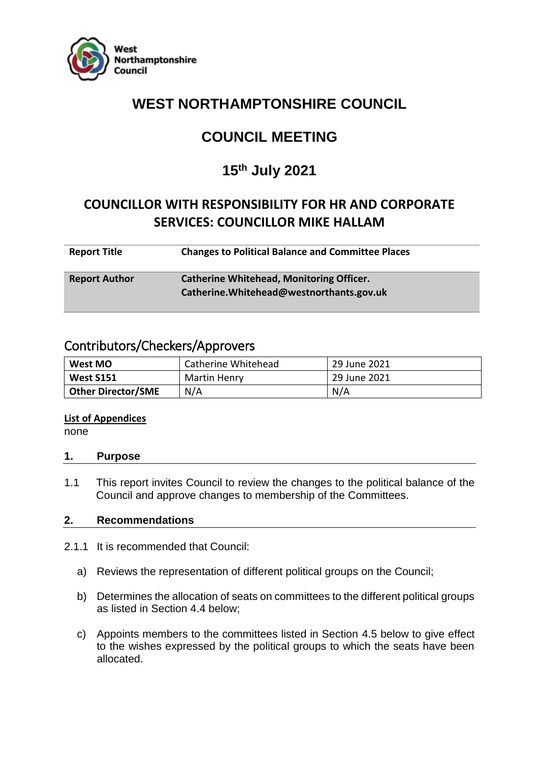West Northamptonshire Council

# WEST NORTHAMPTONSHIRE COUNCIL

## COUNCIL MEETING

## 15th July 2021

## COUNCILLOR WITH RESPONSIBILITY FOR HR AND CORPORATE SERVICES: COUNCILLOR MIKE HALLAM

| **Report Title** | **Changes to Political Balance and Committee Places** |
|---|---|
| **Report Author** | **Catherine Whitehead, Monitoring Officer. Catherine.Whitehead@westnorthants.gov.uk** |

## Contributors/Checkers/Approvers

| **West MO** | Catherine Whitehead | 29 June 2021 |
|---|---|---|
| **West S151** | Martin Henry | 29 June 2021 |
| **Other Director/SME** | N/A | N/A |

**List of Appendices**

none

### 1. Purpose

1.1 This report invites Council to review the changes to the political balance of the Council and approve changes to membership of the Committees.

### 2. Recommendations

2.1.1 It is recommended that Council:

a) Reviews the representation of different political groups on the Council;

b) Determines the allocation of seats on committees to the different political groups as listed in Section 4.4 below;

c) Appoints members to the committees listed in Section 4.5 below to give effect to the wishes expressed by the political groups to which the seats have been allocated.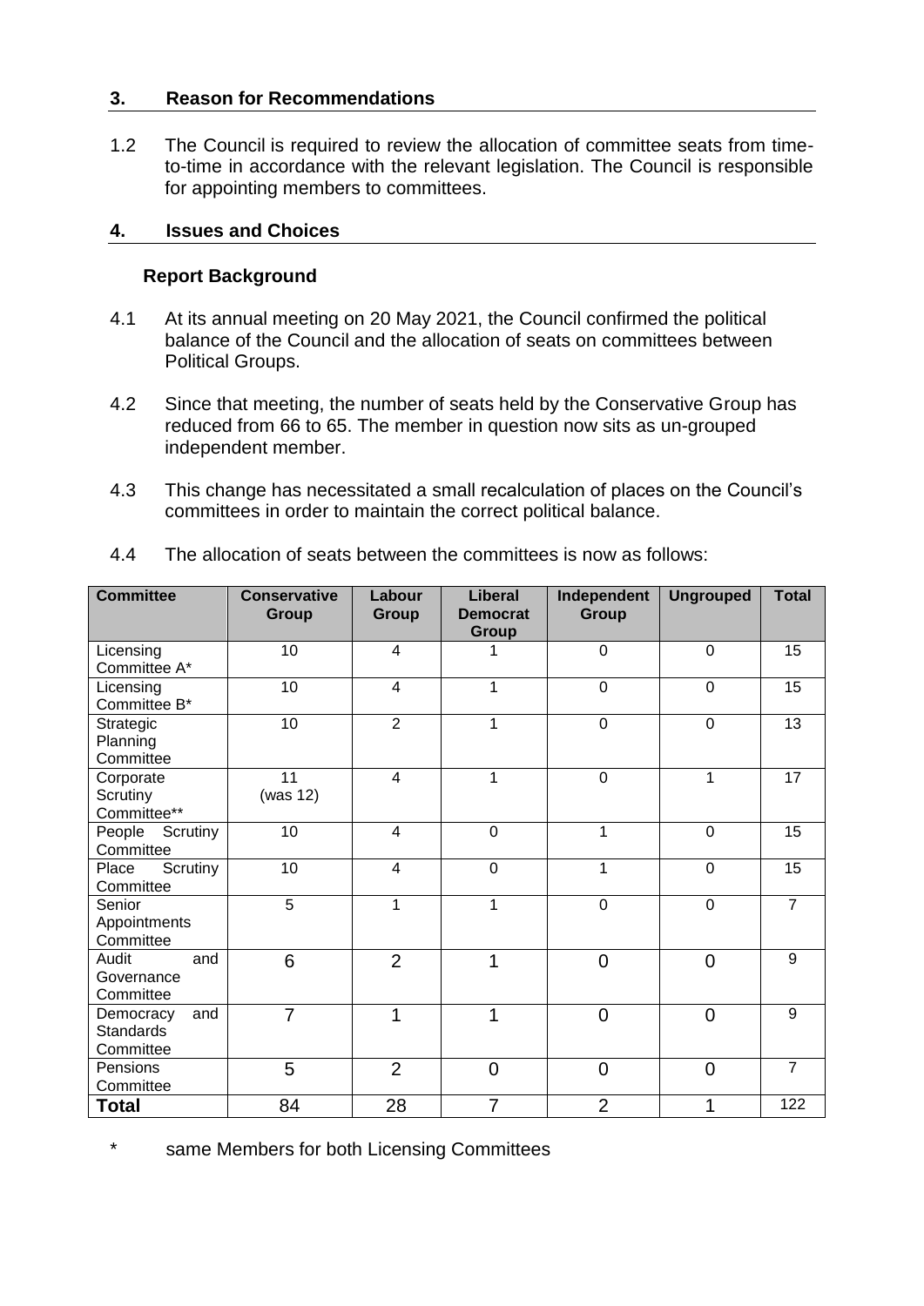## 3. Reason for Recommendations

1.2 The Council is required to review the allocation of committee seats from time-to-time in accordance with the relevant legislation. The Council is responsible for appointing members to committees.

## 4. Issues and Choices

### Report Background

4.1 At its annual meeting on 20 May 2021, the Council confirmed the political balance of the Council and the allocation of seats on committees between Political Groups.

4.2 Since that meeting, the number of seats held by the Conservative Group has reduced from 66 to 65. The member in question now sits as un-grouped independent member.

4.3 This change has necessitated a small recalculation of places on the Council's committees in order to maintain the correct political balance.

4.4 The allocation of seats between the committees is now as follows:

| Committee | Conservative Group | Labour Group | Liberal Democrat Group | Independent Group | Ungrouped | Total |
|---|---|---|---|---|---|---|
| Licensing Committee A* | 10 | 4 | 1 | 0 | 0 | 15 |
| Licensing Committee B* | 10 | 4 | 1 | 0 | 0 | 15 |
| Strategic Planning Committee | 10 | 2 | 1 | 0 | 0 | 13 |
| Corporate Scrutiny Committee** | 11 (was 12) | 4 | 1 | 0 | 1 | 17 |
| People Scrutiny Committee | 10 | 4 | 0 | 1 | 0 | 15 |
| Place Scrutiny Committee | 10 | 4 | 0 | 1 | 0 | 15 |
| Senior Appointments Committee | 5 | 1 | 1 | 0 | 0 | 7 |
| Audit and Governance Committee | 6 | 2 | 1 | 0 | 0 | 9 |
| Democracy and Standards Committee | 7 | 1 | 1 | 0 | 0 | 9 |
| Pensions Committee | 5 | 2 | 0 | 0 | 0 | 7 |
| **Total** | 84 | 28 | 7 | 2 | 1 | 122 |

\* same Members for both Licensing Committees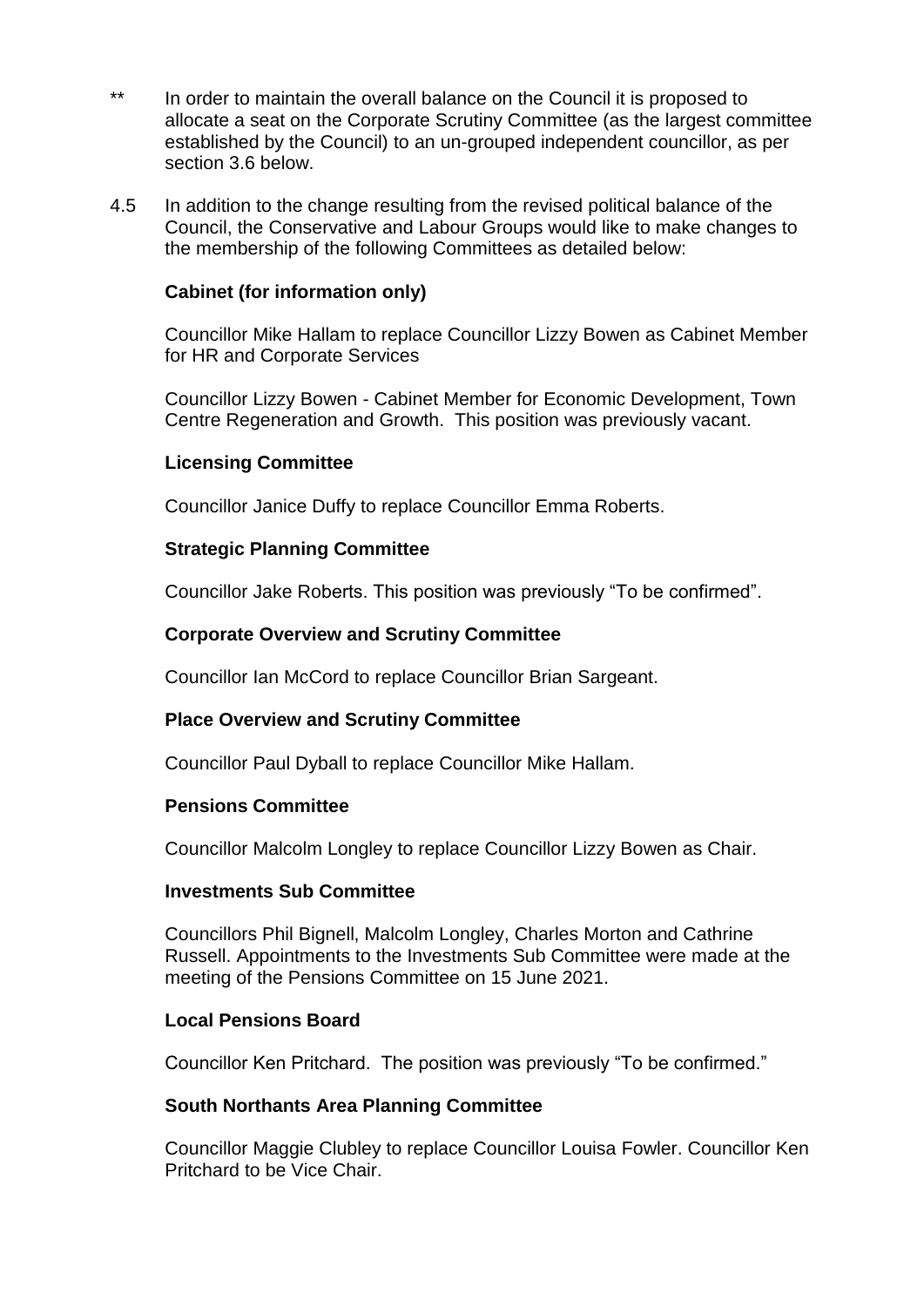** In order to maintain the overall balance on the Council it is proposed to allocate a seat on the Corporate Scrutiny Committee (as the largest committee established by the Council) to an un-grouped independent councillor, as per section 3.6 below.

4.5 In addition to the change resulting from the revised political balance of the Council, the Conservative and Labour Groups would like to make changes to the membership of the following Committees as detailed below:

**Cabinet (for information only)**

Councillor Mike Hallam to replace Councillor Lizzy Bowen as Cabinet Member for HR and Corporate Services

Councillor Lizzy Bowen - Cabinet Member for Economic Development, Town Centre Regeneration and Growth. This position was previously vacant.

**Licensing Committee**

Councillor Janice Duffy to replace Councillor Emma Roberts.

**Strategic Planning Committee**

Councillor Jake Roberts. This position was previously "To be confirmed".

**Corporate Overview and Scrutiny Committee**

Councillor Ian McCord to replace Councillor Brian Sargeant.

**Place Overview and Scrutiny Committee**

Councillor Paul Dyball to replace Councillor Mike Hallam.

**Pensions Committee**

Councillor Malcolm Longley to replace Councillor Lizzy Bowen as Chair.

**Investments Sub Committee**

Councillors Phil Bignell, Malcolm Longley, Charles Morton and Cathrine Russell. Appointments to the Investments Sub Committee were made at the meeting of the Pensions Committee on 15 June 2021.

**Local Pensions Board**

Councillor Ken Pritchard. The position was previously "To be confirmed."

**South Northants Area Planning Committee**

Councillor Maggie Clubley to replace Councillor Louisa Fowler. Councillor Ken Pritchard to be Vice Chair.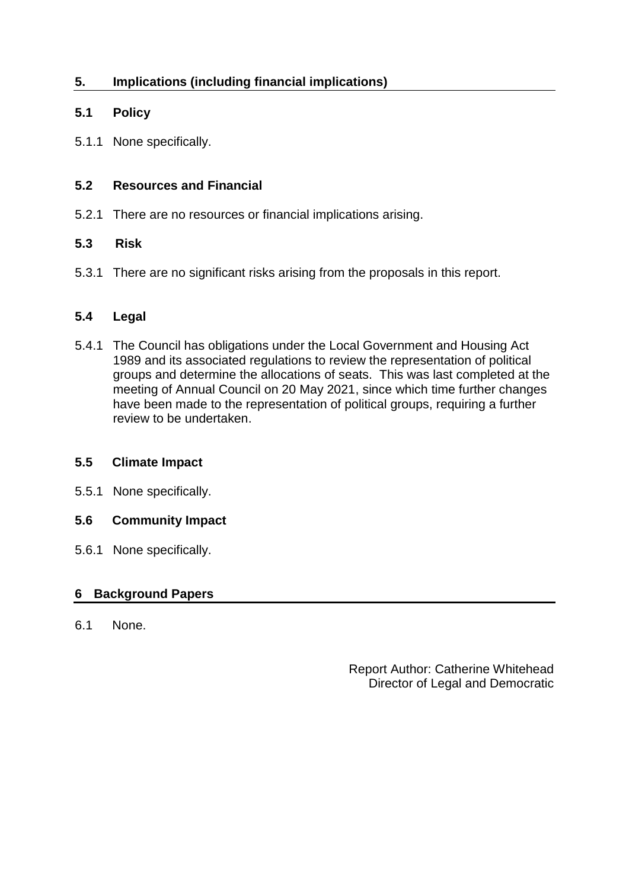## 5. Implications (including financial implications)

### 5.1 Policy

5.1.1 None specifically.

### 5.2 Resources and Financial

5.2.1 There are no resources or financial implications arising.

### 5.3 Risk

5.3.1 There are no significant risks arising from the proposals in this report.

### 5.4 Legal

5.4.1 The Council has obligations under the Local Government and Housing Act 1989 and its associated regulations to review the representation of political groups and determine the allocations of seats. This was last completed at the meeting of Annual Council on 20 May 2021, since which time further changes have been made to the representation of political groups, requiring a further review to be undertaken.

### 5.5 Climate Impact

5.5.1 None specifically.

### 5.6 Community Impact

5.6.1 None specifically.

## 6 Background Papers

6.1 None.

Report Author: Catherine Whitehead
Director of Legal and Democratic